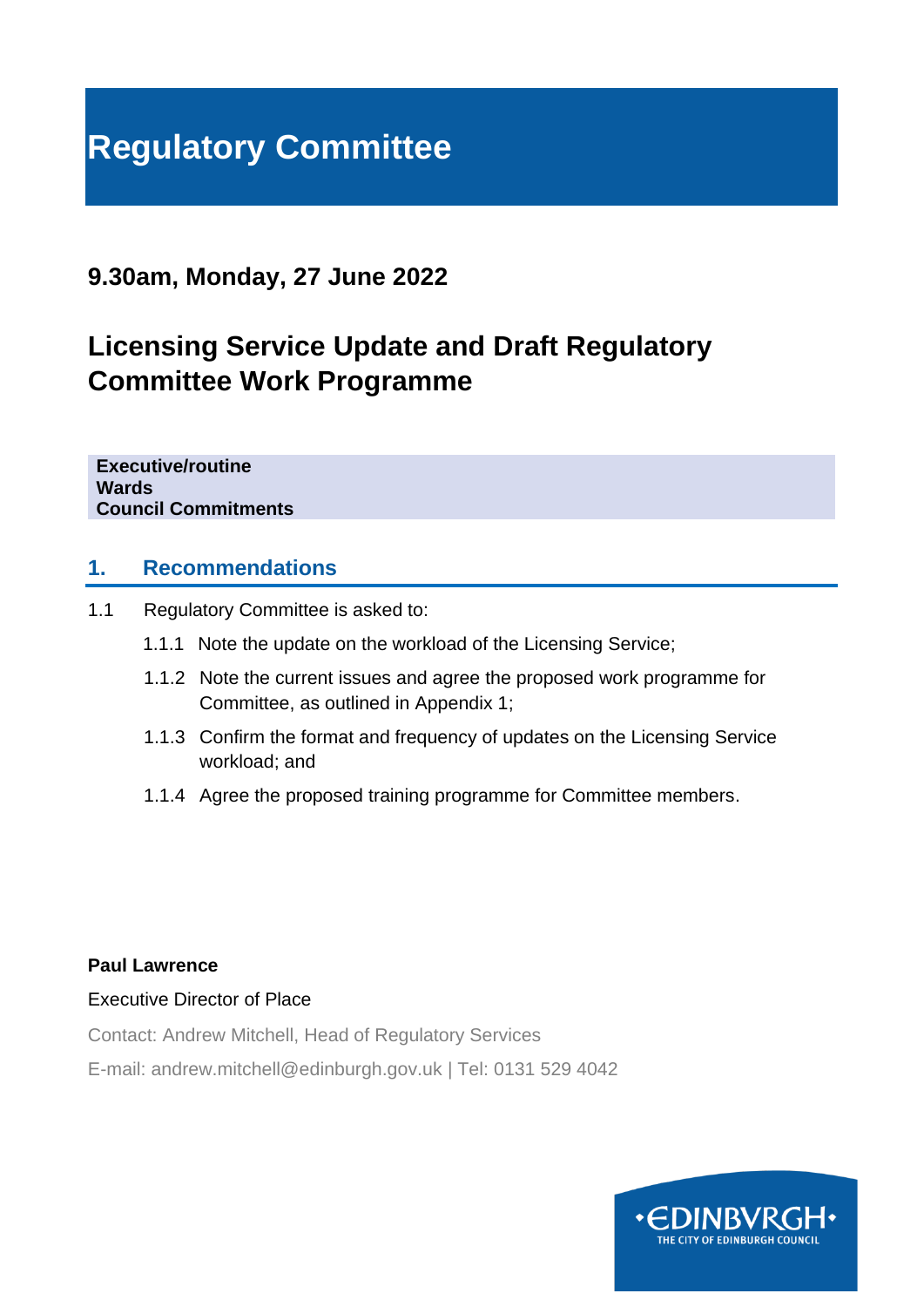# Regulatory Committee

## 9.30am, Monday, 27 June 2022

## Licensing Service Update and Draft Regulatory Committee Work Programme

**Executive/routine**
**Wards**
**Council Commitments**

## 1. Recommendations

1.1 Regulatory Committee is asked to:

1.1.1 Note the update on the workload of the Licensing Service;

1.1.2 Note the current issues and agree the proposed work programme for Committee, as outlined in Appendix 1;

1.1.3 Confirm the format and frequency of updates on the Licensing Service workload; and

1.1.4 Agree the proposed training programme for Committee members.

**Paul Lawrence**

Executive Director of Place

Contact: Andrew Mitchell, Head of Regulatory Services

E-mail: andrew.mitchell@edinburgh.gov.uk | Tel: 0131 529 4042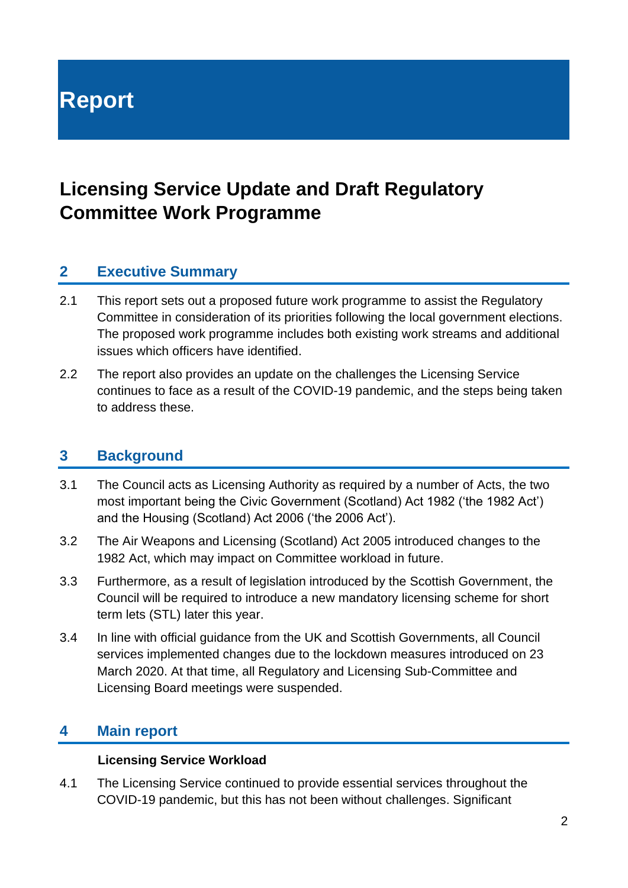# Report

## Licensing Service Update and Draft Regulatory Committee Work Programme

### 2 Executive Summary

2.1 This report sets out a proposed future work programme to assist the Regulatory Committee in consideration of its priorities following the local government elections. The proposed work programme includes both existing work streams and additional issues which officers have identified.

2.2 The report also provides an update on the challenges the Licensing Service continues to face as a result of the COVID-19 pandemic, and the steps being taken to address these.

### 3 Background

3.1 The Council acts as Licensing Authority as required by a number of Acts, the two most important being the Civic Government (Scotland) Act 1982 ('the 1982 Act') and the Housing (Scotland) Act 2006 ('the 2006 Act').

3.2 The Air Weapons and Licensing (Scotland) Act 2005 introduced changes to the 1982 Act, which may impact on Committee workload in future.

3.3 Furthermore, as a result of legislation introduced by the Scottish Government, the Council will be required to introduce a new mandatory licensing scheme for short term lets (STL) later this year.

3.4 In line with official guidance from the UK and Scottish Governments, all Council services implemented changes due to the lockdown measures introduced on 23 March 2020. At that time, all Regulatory and Licensing Sub-Committee and Licensing Board meetings were suspended.

### 4 Main report

**Licensing Service Workload**

4.1 The Licensing Service continued to provide essential services throughout the COVID-19 pandemic, but this has not been without challenges. Significant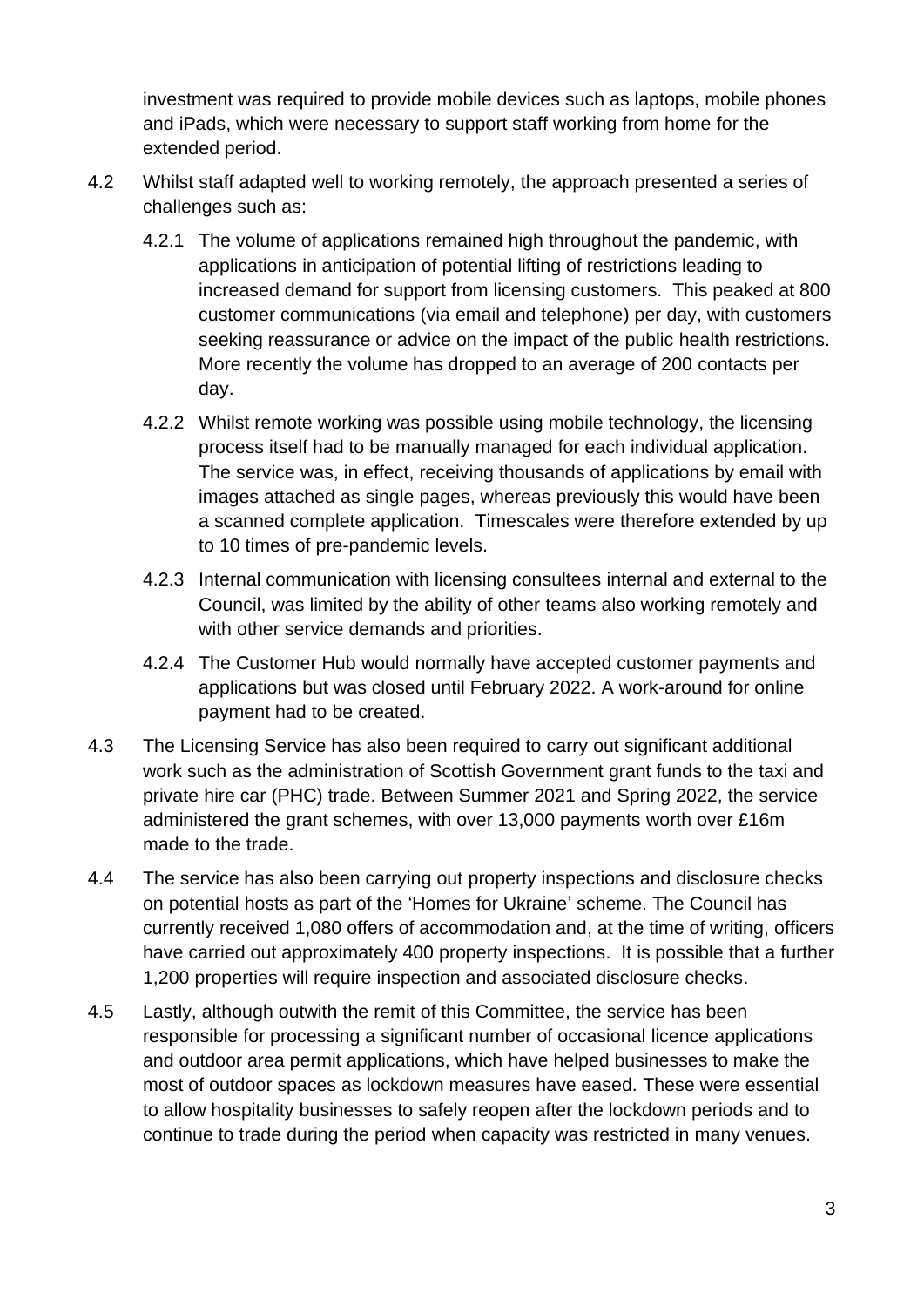investment was required to provide mobile devices such as laptops, mobile phones and iPads, which were necessary to support staff working from home for the extended period.

4.2 Whilst staff adapted well to working remotely, the approach presented a series of challenges such as:

4.2.1 The volume of applications remained high throughout the pandemic, with applications in anticipation of potential lifting of restrictions leading to increased demand for support from licensing customers. This peaked at 800 customer communications (via email and telephone) per day, with customers seeking reassurance or advice on the impact of the public health restrictions. More recently the volume has dropped to an average of 200 contacts per day.

4.2.2 Whilst remote working was possible using mobile technology, the licensing process itself had to be manually managed for each individual application. The service was, in effect, receiving thousands of applications by email with images attached as single pages, whereas previously this would have been a scanned complete application. Timescales were therefore extended by up to 10 times of pre-pandemic levels.

4.2.3 Internal communication with licensing consultees internal and external to the Council, was limited by the ability of other teams also working remotely and with other service demands and priorities.

4.2.4 The Customer Hub would normally have accepted customer payments and applications but was closed until February 2022. A work-around for online payment had to be created.

4.3 The Licensing Service has also been required to carry out significant additional work such as the administration of Scottish Government grant funds to the taxi and private hire car (PHC) trade. Between Summer 2021 and Spring 2022, the service administered the grant schemes, with over 13,000 payments worth over £16m made to the trade.

4.4 The service has also been carrying out property inspections and disclosure checks on potential hosts as part of the 'Homes for Ukraine' scheme. The Council has currently received 1,080 offers of accommodation and, at the time of writing, officers have carried out approximately 400 property inspections. It is possible that a further 1,200 properties will require inspection and associated disclosure checks.

4.5 Lastly, although outwith the remit of this Committee, the service has been responsible for processing a significant number of occasional licence applications and outdoor area permit applications, which have helped businesses to make the most of outdoor spaces as lockdown measures have eased. These were essential to allow hospitality businesses to safely reopen after the lockdown periods and to continue to trade during the period when capacity was restricted in many venues.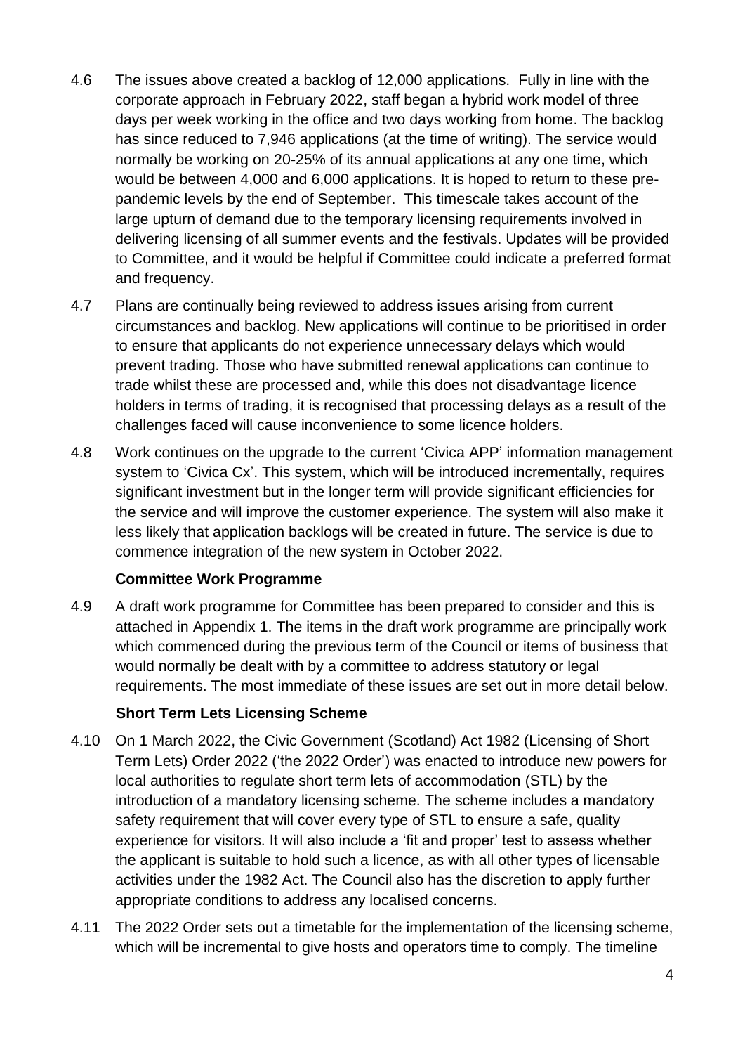4.6 The issues above created a backlog of 12,000 applications. Fully in line with the corporate approach in February 2022, staff began a hybrid work model of three days per week working in the office and two days working from home. The backlog has since reduced to 7,946 applications (at the time of writing). The service would normally be working on 20-25% of its annual applications at any one time, which would be between 4,000 and 6,000 applications. It is hoped to return to these pre-pandemic levels by the end of September. This timescale takes account of the large upturn of demand due to the temporary licensing requirements involved in delivering licensing of all summer events and the festivals. Updates will be provided to Committee, and it would be helpful if Committee could indicate a preferred format and frequency.

4.7 Plans are continually being reviewed to address issues arising from current circumstances and backlog. New applications will continue to be prioritised in order to ensure that applicants do not experience unnecessary delays which would prevent trading. Those who have submitted renewal applications can continue to trade whilst these are processed and, while this does not disadvantage licence holders in terms of trading, it is recognised that processing delays as a result of the challenges faced will cause inconvenience to some licence holders.

4.8 Work continues on the upgrade to the current 'Civica APP' information management system to 'Civica Cx'. This system, which will be introduced incrementally, requires significant investment but in the longer term will provide significant efficiencies for the service and will improve the customer experience. The system will also make it less likely that application backlogs will be created in future. The service is due to commence integration of the new system in October 2022.

### Committee Work Programme

4.9 A draft work programme for Committee has been prepared to consider and this is attached in Appendix 1. The items in the draft work programme are principally work which commenced during the previous term of the Council or items of business that would normally be dealt with by a committee to address statutory or legal requirements. The most immediate of these issues are set out in more detail below.

### Short Term Lets Licensing Scheme

4.10 On 1 March 2022, the Civic Government (Scotland) Act 1982 (Licensing of Short Term Lets) Order 2022 ('the 2022 Order') was enacted to introduce new powers for local authorities to regulate short term lets of accommodation (STL) by the introduction of a mandatory licensing scheme. The scheme includes a mandatory safety requirement that will cover every type of STL to ensure a safe, quality experience for visitors. It will also include a 'fit and proper' test to assess whether the applicant is suitable to hold such a licence, as with all other types of licensable activities under the 1982 Act. The Council also has the discretion to apply further appropriate conditions to address any localised concerns.

4.11 The 2022 Order sets out a timetable for the implementation of the licensing scheme, which will be incremental to give hosts and operators time to comply. The timeline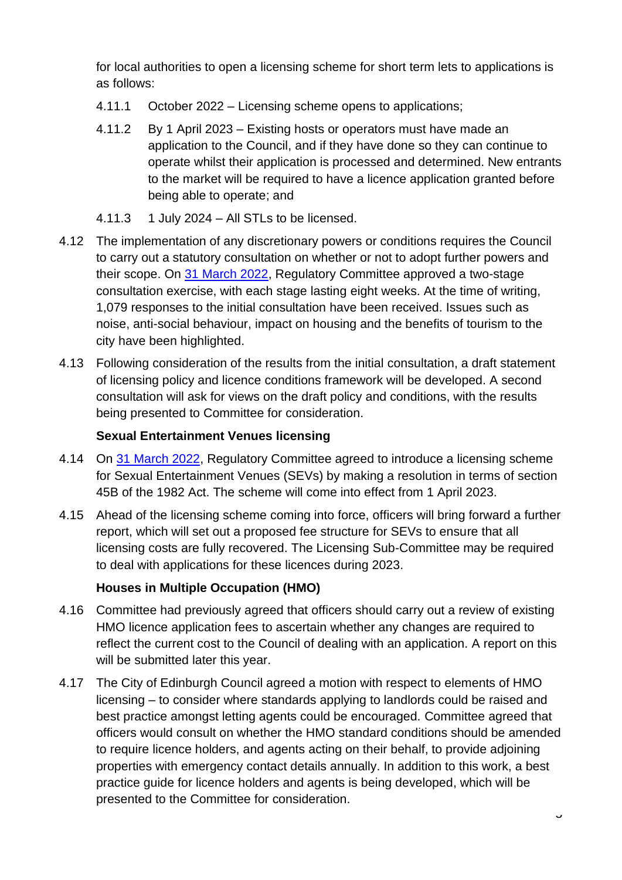for local authorities to open a licensing scheme for short term lets to applications is as follows:

4.11.1 October 2022 – Licensing scheme opens to applications;

4.11.2 By 1 April 2023 – Existing hosts or operators must have made an application to the Council, and if they have done so they can continue to operate whilst their application is processed and determined. New entrants to the market will be required to have a licence application granted before being able to operate; and

4.11.3 1 July 2024 – All STLs to be licensed.

4.12 The implementation of any discretionary powers or conditions requires the Council to carry out a statutory consultation on whether or not to adopt further powers and their scope. On 31 March 2022, Regulatory Committee approved a two-stage consultation exercise, with each stage lasting eight weeks. At the time of writing, 1,079 responses to the initial consultation have been received. Issues such as noise, anti-social behaviour, impact on housing and the benefits of tourism to the city have been highlighted.

4.13 Following consideration of the results from the initial consultation, a draft statement of licensing policy and licence conditions framework will be developed. A second consultation will ask for views on the draft policy and conditions, with the results being presented to Committee for consideration.

**Sexual Entertainment Venues licensing**

4.14 On 31 March 2022, Regulatory Committee agreed to introduce a licensing scheme for Sexual Entertainment Venues (SEVs) by making a resolution in terms of section 45B of the 1982 Act. The scheme will come into effect from 1 April 2023.

4.15 Ahead of the licensing scheme coming into force, officers will bring forward a further report, which will set out a proposed fee structure for SEVs to ensure that all licensing costs are fully recovered. The Licensing Sub-Committee may be required to deal with applications for these licences during 2023.

**Houses in Multiple Occupation (HMO)**

4.16 Committee had previously agreed that officers should carry out a review of existing HMO licence application fees to ascertain whether any changes are required to reflect the current cost to the Council of dealing with an application. A report on this will be submitted later this year.

4.17 The City of Edinburgh Council agreed a motion with respect to elements of HMO licensing – to consider where standards applying to landlords could be raised and best practice amongst letting agents could be encouraged. Committee agreed that officers would consult on whether the HMO standard conditions should be amended to require licence holders, and agents acting on their behalf, to provide adjoining properties with emergency contact details annually. In addition to this work, a best practice guide for licence holders and agents is being developed, which will be presented to the Committee for consideration.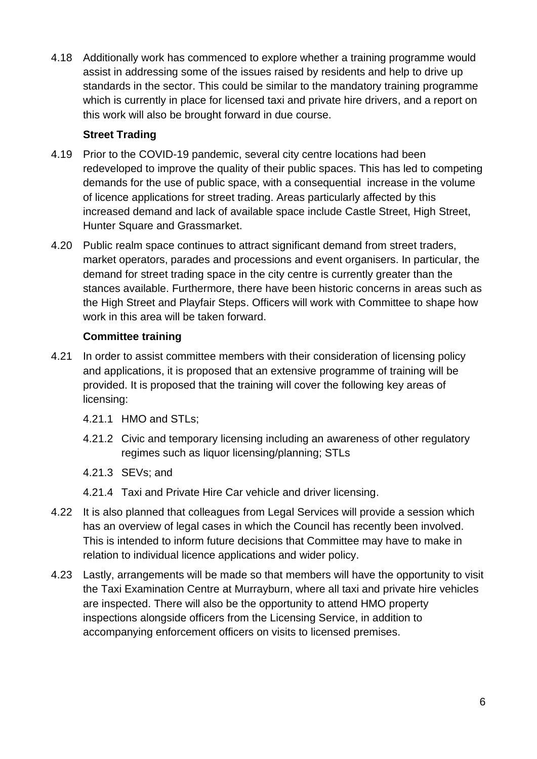4.18 Additionally work has commenced to explore whether a training programme would assist in addressing some of the issues raised by residents and help to drive up standards in the sector. This could be similar to the mandatory training programme which is currently in place for licensed taxi and private hire drivers, and a report on this work will also be brought forward in due course.

**Street Trading**

4.19 Prior to the COVID-19 pandemic, several city centre locations had been redeveloped to improve the quality of their public spaces. This has led to competing demands for the use of public space, with a consequential increase in the volume of licence applications for street trading. Areas particularly affected by this increased demand and lack of available space include Castle Street, High Street, Hunter Square and Grassmarket.

4.20 Public realm space continues to attract significant demand from street traders, market operators, parades and processions and event organisers. In particular, the demand for street trading space in the city centre is currently greater than the stances available. Furthermore, there have been historic concerns in areas such as the High Street and Playfair Steps. Officers will work with Committee to shape how work in this area will be taken forward.

**Committee training**

4.21 In order to assist committee members with their consideration of licensing policy and applications, it is proposed that an extensive programme of training will be provided. It is proposed that the training will cover the following key areas of licensing:

4.21.1 HMO and STLs;

4.21.2 Civic and temporary licensing including an awareness of other regulatory regimes such as liquor licensing/planning; STLs

4.21.3 SEVs; and

4.21.4 Taxi and Private Hire Car vehicle and driver licensing.

4.22 It is also planned that colleagues from Legal Services will provide a session which has an overview of legal cases in which the Council has recently been involved. This is intended to inform future decisions that Committee may have to make in relation to individual licence applications and wider policy.

4.23 Lastly, arrangements will be made so that members will have the opportunity to visit the Taxi Examination Centre at Murrayburn, where all taxi and private hire vehicles are inspected. There will also be the opportunity to attend HMO property inspections alongside officers from the Licensing Service, in addition to accompanying enforcement officers on visits to licensed premises.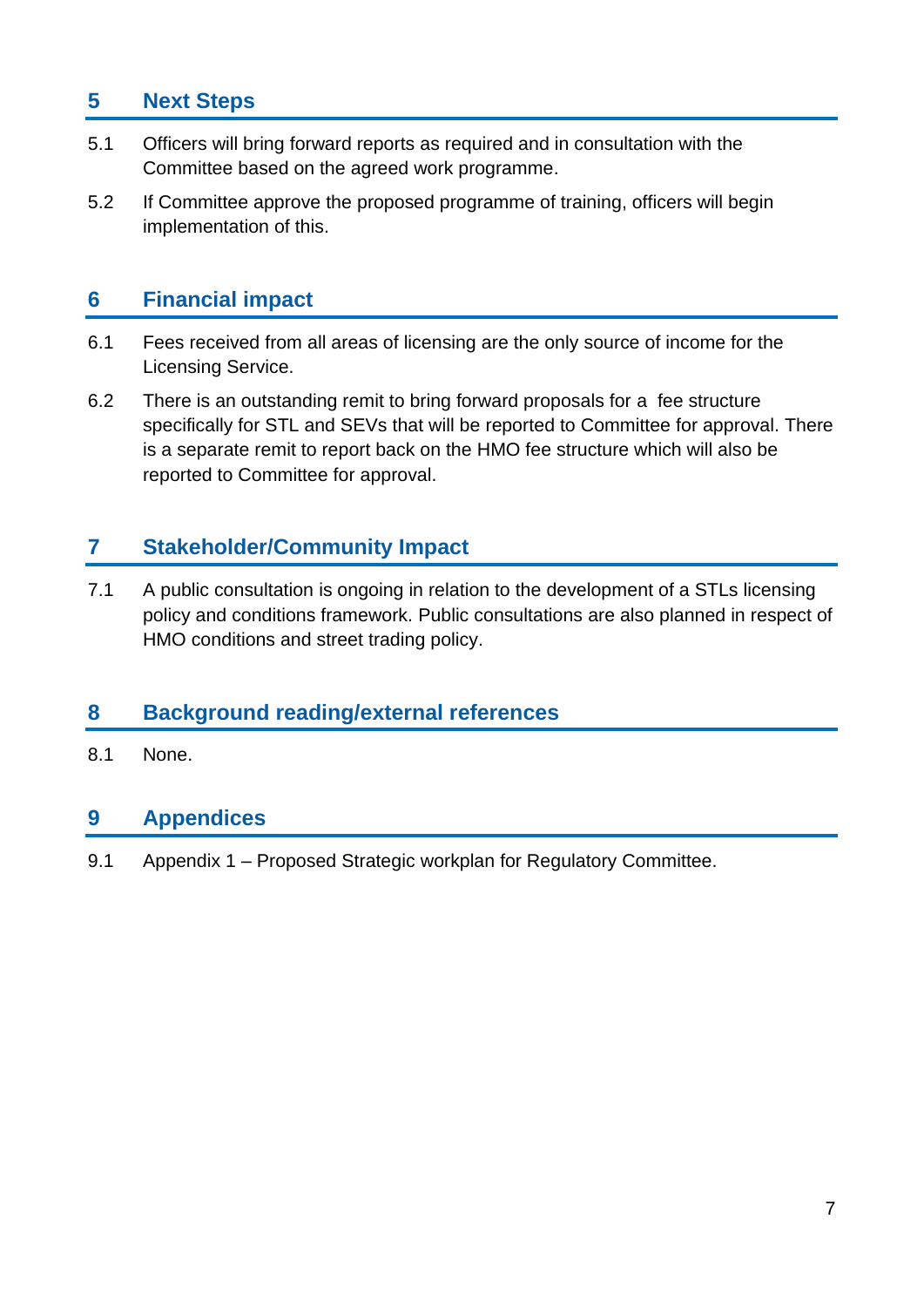## 5 Next Steps

5.1 Officers will bring forward reports as required and in consultation with the Committee based on the agreed work programme.

5.2 If Committee approve the proposed programme of training, officers will begin implementation of this.

## 6 Financial impact

6.1 Fees received from all areas of licensing are the only source of income for the Licensing Service.

6.2 There is an outstanding remit to bring forward proposals for a fee structure specifically for STL and SEVs that will be reported to Committee for approval. There is a separate remit to report back on the HMO fee structure which will also be reported to Committee for approval.

## 7 Stakeholder/Community Impact

7.1 A public consultation is ongoing in relation to the development of a STLs licensing policy and conditions framework. Public consultations are also planned in respect of HMO conditions and street trading policy.

## 8 Background reading/external references

8.1 None.

## 9 Appendices

9.1 Appendix 1 – Proposed Strategic workplan for Regulatory Committee.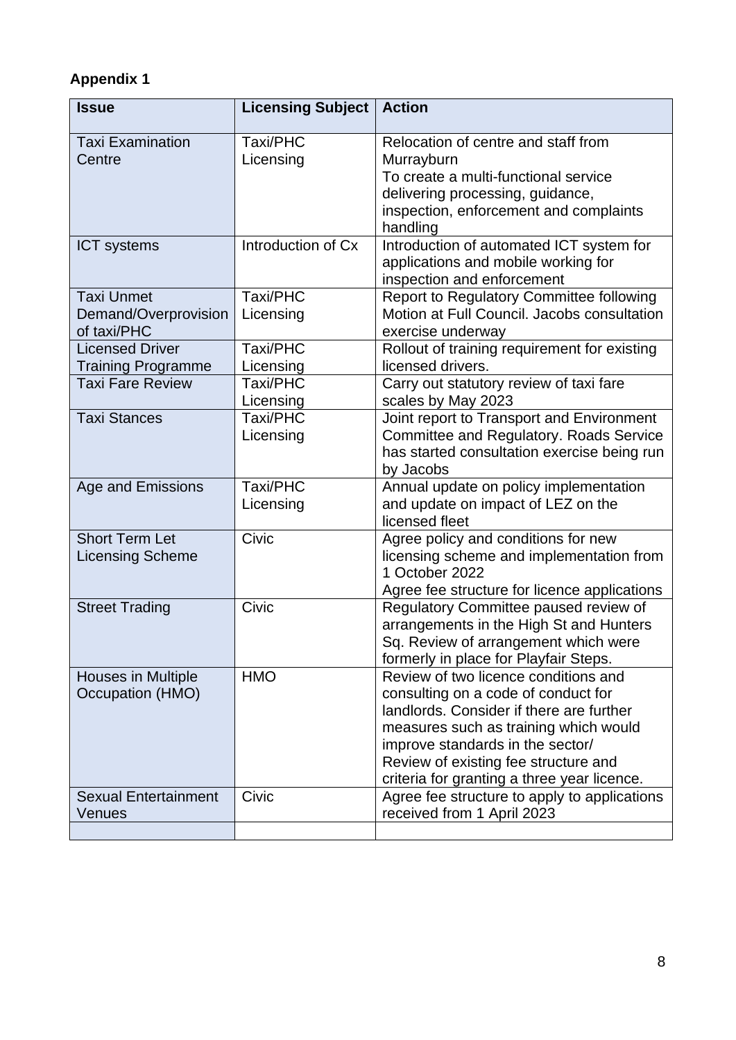**Appendix 1**

| Issue | Licensing Subject | Action |
|---|---|---|
| Taxi Examination Centre | Taxi/PHC Licensing | Relocation of centre and staff from Murrayburn<br>To create a multi-functional service delivering processing, guidance, inspection, enforcement and complaints handling |
| ICT systems | Introduction of Cx | Introduction of automated ICT system for applications and mobile working for inspection and enforcement |
| Taxi Unmet Demand/Overprovision of taxi/PHC | Taxi/PHC Licensing | Report to Regulatory Committee following Motion at Full Council. Jacobs consultation exercise underway |
| Licensed Driver Training Programme | Taxi/PHC Licensing | Rollout of training requirement for existing licensed drivers. |
| Taxi Fare Review | Taxi/PHC Licensing | Carry out statutory review of taxi fare scales by May 2023 |
| Taxi Stances | Taxi/PHC Licensing | Joint report to Transport and Environment Committee and Regulatory. Roads Service has started consultation exercise being run by Jacobs |
| Age and Emissions | Taxi/PHC Licensing | Annual update on policy implementation and update on impact of LEZ on the licensed fleet |
| Short Term Let Licensing Scheme | Civic | Agree policy and conditions for new licensing scheme and implementation from 1 October 2022<br>Agree fee structure for licence applications |
| Street Trading | Civic | Regulatory Committee paused review of arrangements in the High St and Hunters Sq. Review of arrangement which were formerly in place for Playfair Steps. |
| Houses in Multiple Occupation (HMO) | HMO | Review of two licence conditions and consulting on a code of conduct for landlords. Consider if there are further measures such as training which would improve standards in the sector/<br>Review of existing fee structure and criteria for granting a three year licence. |
| Sexual Entertainment Venues | Civic | Agree fee structure to apply to applications received from 1 April 2023 |
| | | |